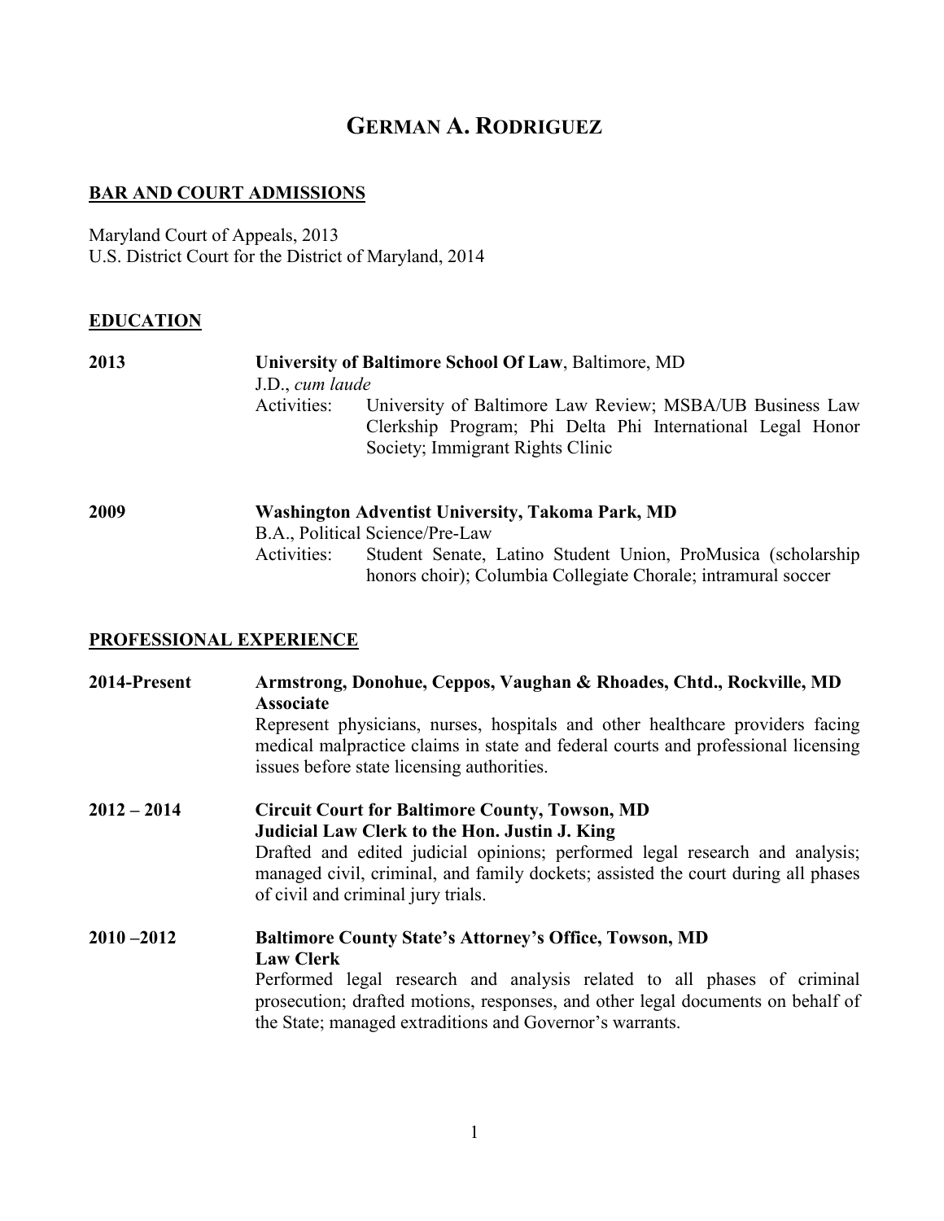# GERMAN A. RODRIGUEZ

## BAR AND COURT ADMISSIONS

Maryland Court of Appeals, 2013
U.S. District Court for the District of Maryland, 2014

## EDUCATION

**2013** — **University of Baltimore School Of Law**, Baltimore, MD
J.D., *cum laude*
Activities: University of Baltimore Law Review; MSBA/UB Business Law Clerkship Program; Phi Delta Phi International Legal Honor Society; Immigrant Rights Clinic

**2009** — **Washington Adventist University, Takoma Park, MD**
B.A., Political Science/Pre-Law
Activities: Student Senate, Latino Student Union, ProMusica (scholarship honors choir); Columbia Collegiate Chorale; intramural soccer

## PROFESSIONAL EXPERIENCE

**2014-Present** — **Armstrong, Donohue, Ceppos, Vaughan & Rhoades, Chtd., Rockville, MD**
**Associate**
Represent physicians, nurses, hospitals and other healthcare providers facing medical malpractice claims in state and federal courts and professional licensing issues before state licensing authorities.

**2012 – 2014** — **Circuit Court for Baltimore County, Towson, MD**
**Judicial Law Clerk to the Hon. Justin J. King**
Drafted and edited judicial opinions; performed legal research and analysis; managed civil, criminal, and family dockets; assisted the court during all phases of civil and criminal jury trials.

**2010 –2012** — **Baltimore County State's Attorney's Office, Towson, MD**
**Law Clerk**
Performed legal research and analysis related to all phases of criminal prosecution; drafted motions, responses, and other legal documents on behalf of the State; managed extraditions and Governor's warrants.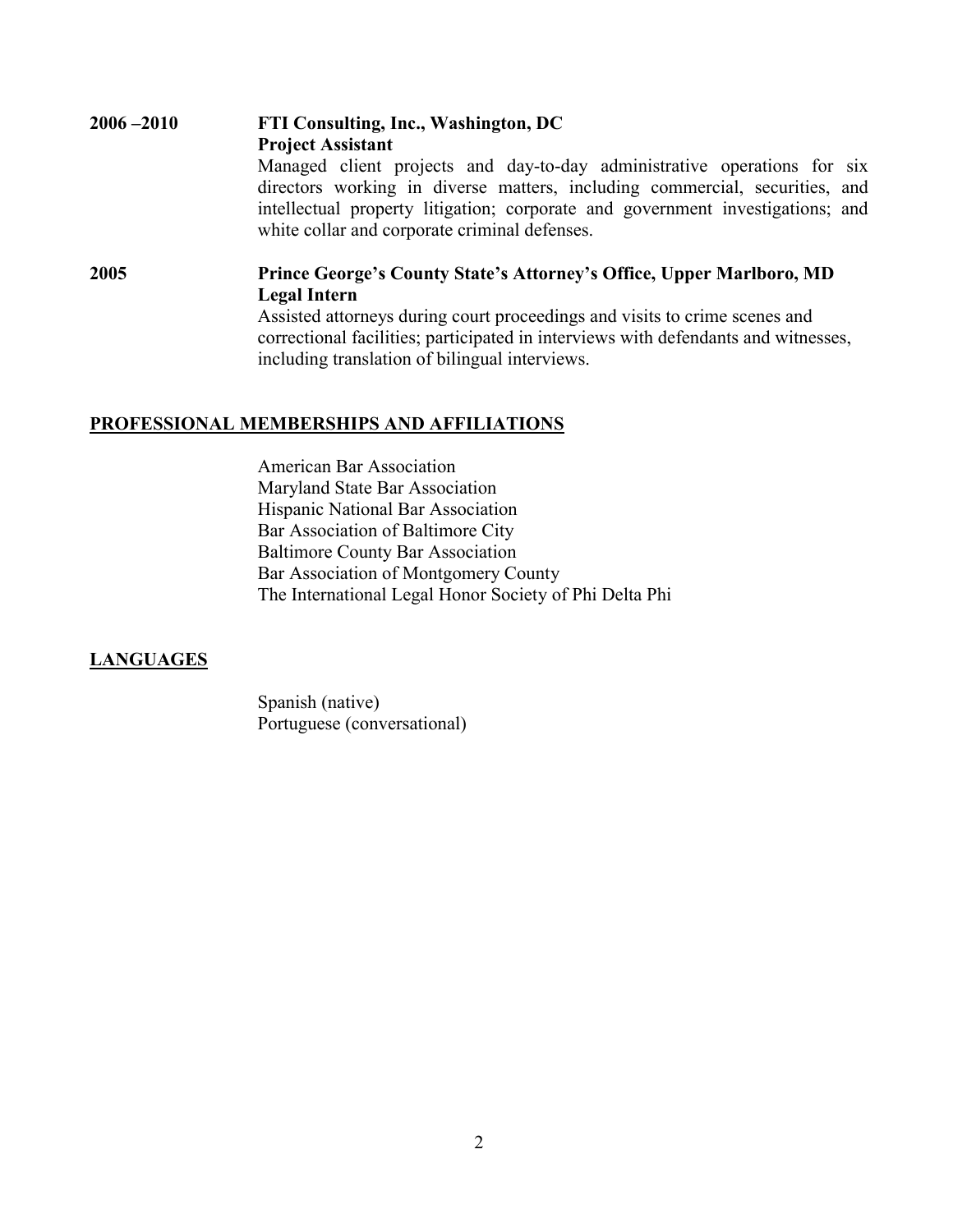**2006 –2010** **FTI Consulting, Inc., Washington, DC**
**Project Assistant**
Managed client projects and day-to-day administrative operations for six directors working in diverse matters, including commercial, securities, and intellectual property litigation; corporate and government investigations; and white collar and corporate criminal defenses.

**2005** **Prince George's County State's Attorney's Office, Upper Marlboro, MD**
**Legal Intern**
Assisted attorneys during court proceedings and visits to crime scenes and correctional facilities; participated in interviews with defendants and witnesses, including translation of bilingual interviews.

## PROFESSIONAL MEMBERSHIPS AND AFFILIATIONS

American Bar Association
Maryland State Bar Association
Hispanic National Bar Association
Bar Association of Baltimore City
Baltimore County Bar Association
Bar Association of Montgomery County
The International Legal Honor Society of Phi Delta Phi

## LANGUAGES

Spanish (native)
Portuguese (conversational)